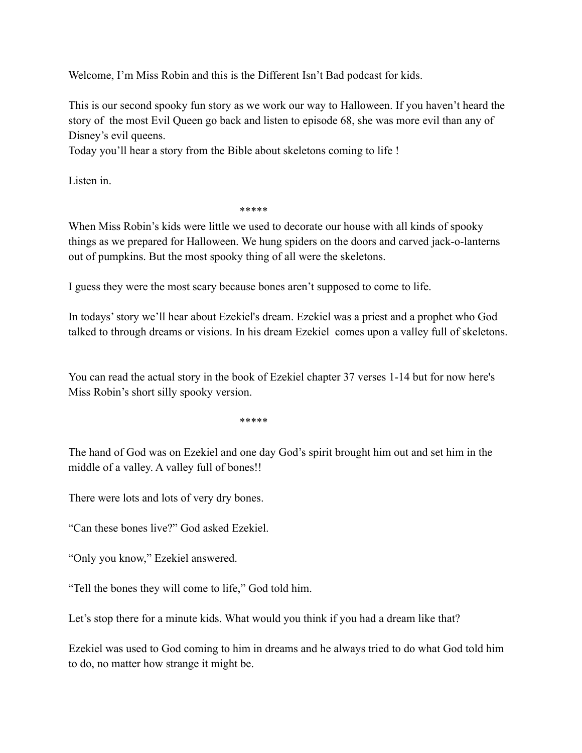Welcome, I'm Miss Robin and this is the Different Isn't Bad podcast for kids.

This is our second spooky fun story as we work our way to Halloween. If you haven't heard the story of the most Evil Queen go back and listen to episode 68, she was more evil than any of Disney's evil queens.
Today you'll hear a story from the Bible about skeletons coming to life !

Listen in.

*****

When Miss Robin's kids were little we used to decorate our house with all kinds of spooky things as we prepared for Halloween. We hung spiders on the doors and carved jack-o-lanterns out of pumpkins. But the most spooky thing of all were the skeletons.

I guess they were the most scary because bones aren't supposed to come to life.

In todays' story we'll hear about Ezekiel's dream. Ezekiel was a priest and a prophet who God talked to through dreams or visions. In his dream Ezekiel comes upon a valley full of skeletons.

You can read the actual story in the book of Ezekiel chapter 37 verses 1-14 but for now here's Miss Robin's short silly spooky version.

*****

The hand of God was on Ezekiel and one day God's spirit brought him out and set him in the middle of a valley. A valley full of bones!!

There were lots and lots of very dry bones.

"Can these bones live?" God asked Ezekiel.

"Only you know," Ezekiel answered.

"Tell the bones they will come to life," God told him.

Let's stop there for a minute kids. What would you think if you had a dream like that?

Ezekiel was used to God coming to him in dreams and he always tried to do what God told him to do, no matter how strange it might be.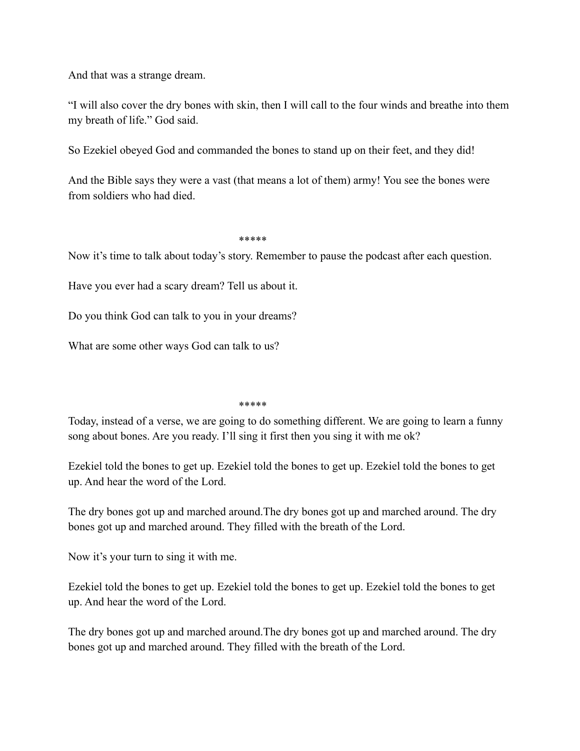And that was a strange dream.

“I will also cover the dry bones with skin, then I will call to the four winds and breathe into them my breath of life.” God said.

So Ezekiel obeyed God and commanded the bones to stand up on their feet, and they did!

And the Bible says they were a vast (that means a lot of them) army! You see the bones were from soldiers who had died.

*****

Now it’s time to talk about today’s story. Remember to pause the podcast after each question.

Have you ever had a scary dream? Tell us about it.

Do you think God can talk to you in your dreams?

What are some other ways God can talk to us?

*****

Today, instead of a verse, we are going to do something different. We are going to learn a funny song about bones. Are you ready. I’ll sing it first then you sing it with me ok?

Ezekiel told the bones to get up. Ezekiel told the bones to get up. Ezekiel told the bones to get up. And hear the word of the Lord.

The dry bones got up and marched around.The dry bones got up and marched around. The dry bones got up and marched around. They filled with the breath of the Lord.

Now it’s your turn to sing it with me.

Ezekiel told the bones to get up. Ezekiel told the bones to get up. Ezekiel told the bones to get up. And hear the word of the Lord.

The dry bones got up and marched around.The dry bones got up and marched around. The dry bones got up and marched around. They filled with the breath of the Lord.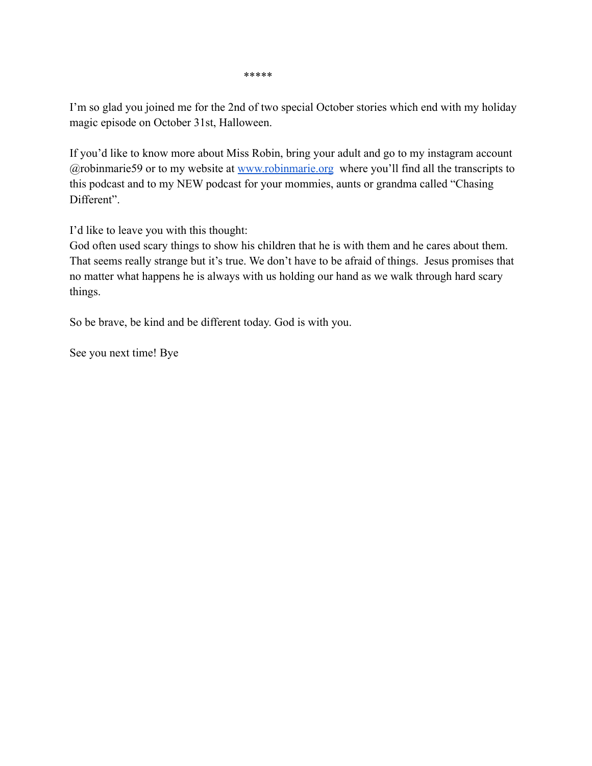*****

I'm so glad you joined me for the 2nd of two special October stories which end with my holiday magic episode on October 31st, Halloween.

If you'd like to know more about Miss Robin, bring your adult and go to my instagram account @robinmarie59 or to my website at [www.robinmarie.org](http://www.robinmarie.org) where you'll find all the transcripts to this podcast and to my NEW podcast for your mommies, aunts or grandma called "Chasing Different".

I'd like to leave you with this thought:
God often used scary things to show his children that he is with them and he cares about them. That seems really strange but it's true. We don't have to be afraid of things. Jesus promises that no matter what happens he is always with us holding our hand as we walk through hard scary things.

So be brave, be kind and be different today. God is with you.

See you next time! Bye